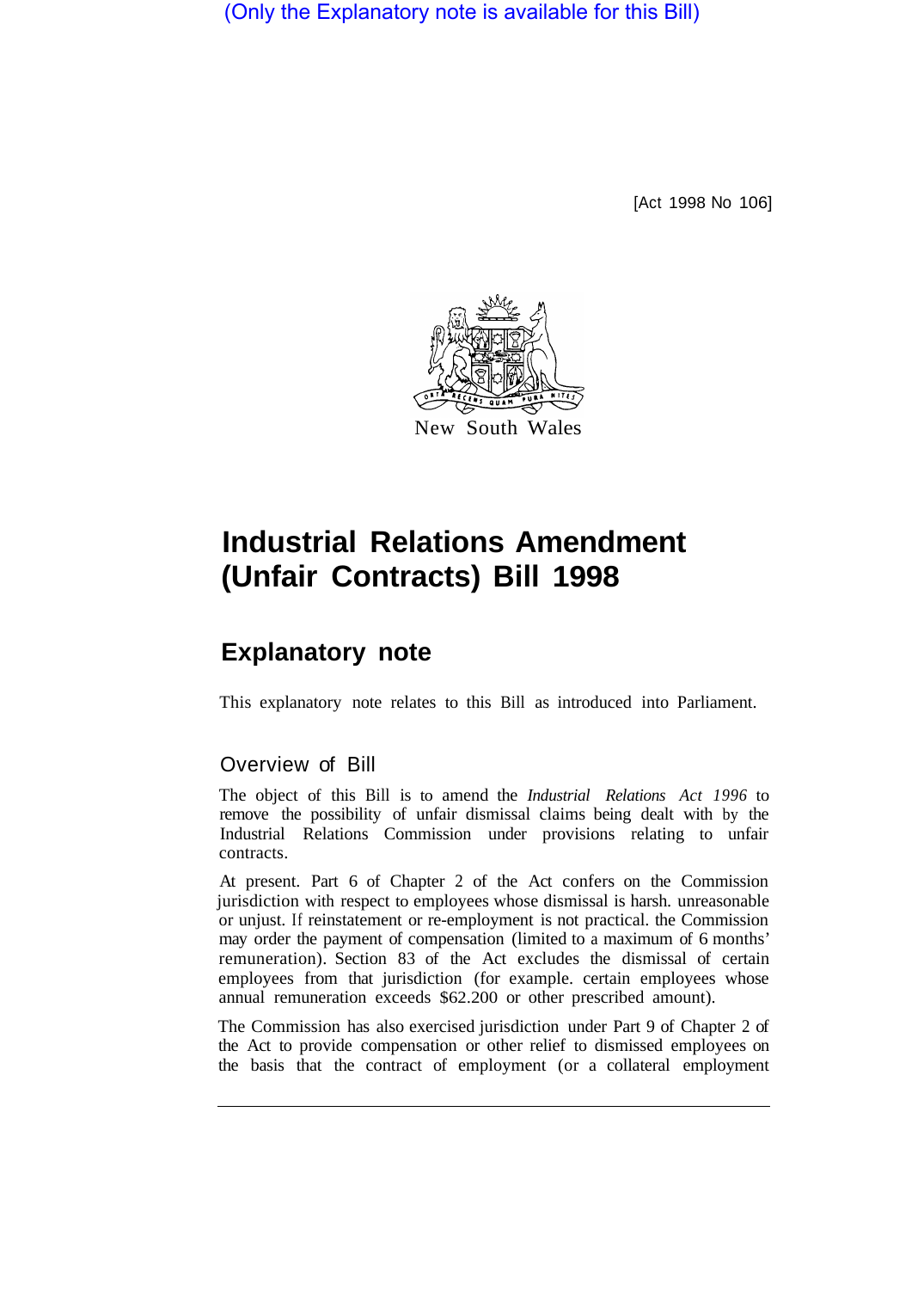(Only the Explanatory note is available for this Bill)

[Act 1998 No 106]

New South Wales

# Industrial Relations Amendment (Unfair Contracts) Bill 1998

## Explanatory note

This explanatory note relates to this Bill as introduced into Parliament.

### Overview of Bill

The object of this Bill is to amend the *Industrial Relations Act 1996* to remove the possibility of unfair dismissal claims being dealt with by the Industrial Relations Commission under provisions relating to unfair contracts.

At present. Part 6 of Chapter 2 of the Act confers on the Commission jurisdiction with respect to employees whose dismissal is harsh. unreasonable or unjust. If reinstatement or re-employment is not practical. the Commission may order the payment of compensation (limited to a maximum of 6 months' remuneration). Section 83 of the Act excludes the dismissal of certain employees from that jurisdiction (for example. certain employees whose annual remuneration exceeds $62.200 or other prescribed amount).

The Commission has also exercised jurisdiction under Part 9 of Chapter 2 of the Act to provide compensation or other relief to dismissed employees on the basis that the contract of employment (or a collateral employment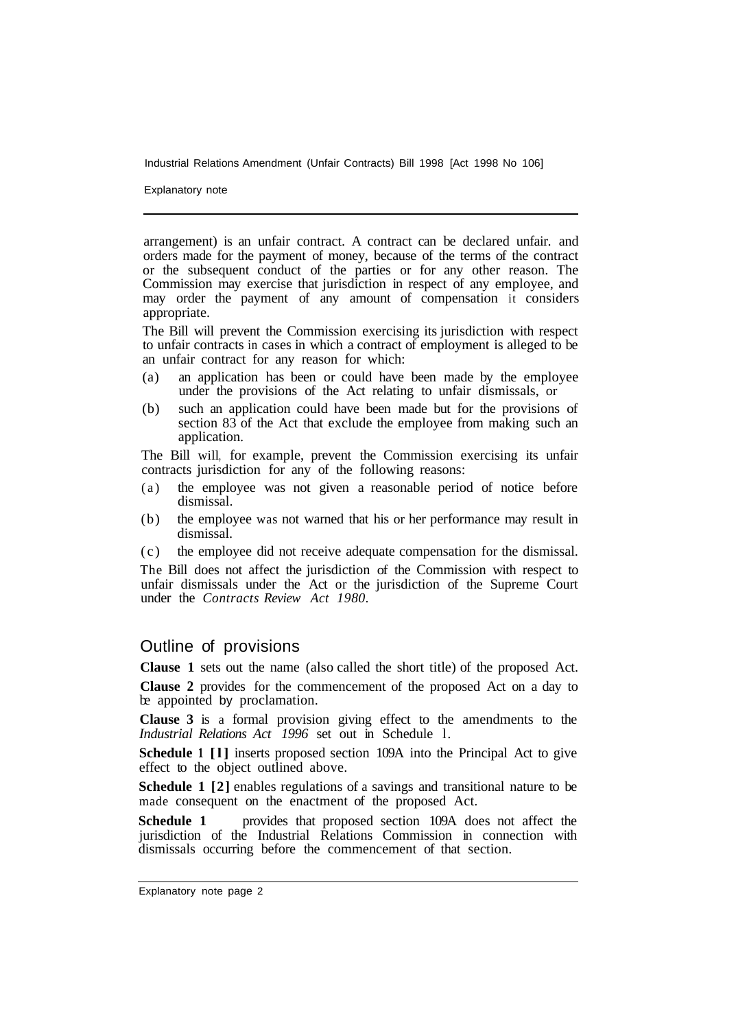arrangement) is an unfair contract. A contract can be declared unfair. and orders made for the payment of money, because of the terms of the contract or the subsequent conduct of the parties or for any other reason. The Commission may exercise that jurisdiction in respect of any employee, and may order the payment of any amount of compensation it considers appropriate.

The Bill will prevent the Commission exercising its jurisdiction with respect to unfair contracts in cases in which a contract of employment is alleged to be an unfair contract for any reason for which:

(a) an application has been or could have been made by the employee under the provisions of the Act relating to unfair dismissals, or

(b) such an application could have been made but for the provisions of section 83 of the Act that exclude the employee from making such an application.

The Bill will, for example, prevent the Commission exercising its unfair contracts jurisdiction for any of the following reasons:

(a) the employee was not given a reasonable period of notice before dismissal.

(b) the employee was not warned that his or her performance may result in dismissal.

(c) the employee did not receive adequate compensation for the dismissal.

The Bill does not affect the jurisdiction of the Commission with respect to unfair dismissals under the Act or the jurisdiction of the Supreme Court under the *Contracts Review Act 1980*.

## Outline of provisions

**Clause 1** sets out the name (also called the short title) of the proposed Act.

**Clause 2** provides for the commencement of the proposed Act on a day to be appointed by proclamation.

**Clause 3** is a formal provision giving effect to the amendments to the *Industrial Relations Act 1996* set out in Schedule 1.

**Schedule 1 [1]** inserts proposed section 109A into the Principal Act to give effect to the object outlined above.

**Schedule 1 [2]** enables regulations of a savings and transitional nature to be made consequent on the enactment of the proposed Act.

**Schedule 1** provides that proposed section 109A does not affect the jurisdiction of the Industrial Relations Commission in connection with dismissals occurring before the commencement of that section.